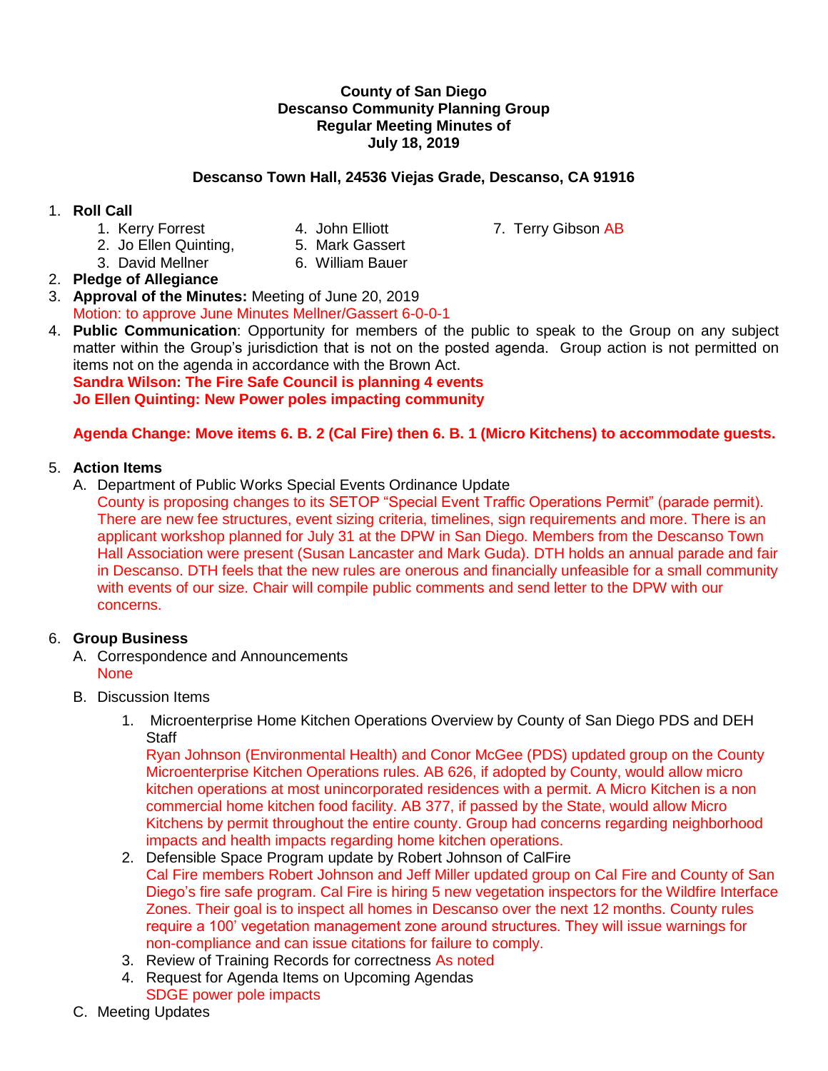**County of San Diego**
**Descanso Community Planning Group**
**Regular Meeting Minutes of**
**July 18, 2019**

**Descanso Town Hall, 24536 Viejas Grade, Descanso, CA 91916**

1. **Roll Call**
   1. Kerry Forrest
   2. Jo Ellen Quinting,
   3. David Mellner
   4. John Elliott
   5. Mark Gassert
   6. William Bauer
   7. Terry Gibson AB
2. **Pledge of Allegiance**
3. **Approval of the Minutes:** Meeting of June 20, 2019
   Motion: to approve June Minutes Mellner/Gassert 6-0-0-1
4. **Public Communication**: Opportunity for members of the public to speak to the Group on any subject matter within the Group's jurisdiction that is not on the posted agenda. Group action is not permitted on items not on the agenda in accordance with the Brown Act.
   **Sandra Wilson: The Fire Safe Council is planning 4 events**
   **Jo Ellen Quinting: New Power poles impacting community**

   **Agenda Change: Move items 6. B. 2 (Cal Fire) then 6. B. 1 (Micro Kitchens) to accommodate guests.**

5. **Action Items**
   A. Department of Public Works Special Events Ordinance Update
      County is proposing changes to its SETOP "Special Event Traffic Operations Permit" (parade permit). There are new fee structures, event sizing criteria, timelines, sign requirements and more. There is an applicant workshop planned for July 31 at the DPW in San Diego. Members from the Descanso Town Hall Association were present (Susan Lancaster and Mark Guda). DTH holds an annual parade and fair in Descanso. DTH feels that the new rules are onerous and financially unfeasible for a small community with events of our size. Chair will compile public comments and send letter to the DPW with our concerns.

6. **Group Business**
   A. Correspondence and Announcements
      None
   B. Discussion Items
      1. Microenterprise Home Kitchen Operations Overview by County of San Diego PDS and DEH Staff
         Ryan Johnson (Environmental Health) and Conor McGee (PDS) updated group on the County Microenterprise Kitchen Operations rules. AB 626, if adopted by County, would allow micro kitchen operations at most unincorporated residences with a permit. A Micro Kitchen is a non commercial home kitchen food facility. AB 377, if passed by the State, would allow Micro Kitchens by permit throughout the entire county. Group had concerns regarding neighborhood impacts and health impacts regarding home kitchen operations.
      2. Defensible Space Program update by Robert Johnson of CalFire
         Cal Fire members Robert Johnson and Jeff Miller updated group on Cal Fire and County of San Diego's fire safe program. Cal Fire is hiring 5 new vegetation inspectors for the Wildfire Interface Zones. Their goal is to inspect all homes in Descanso over the next 12 months. County rules require a 100' vegetation management zone around structures. They will issue warnings for non-compliance and can issue citations for failure to comply.
      3. Review of Training Records for correctness As noted
      4. Request for Agenda Items on Upcoming Agendas
         SDGE power pole impacts
   C. Meeting Updates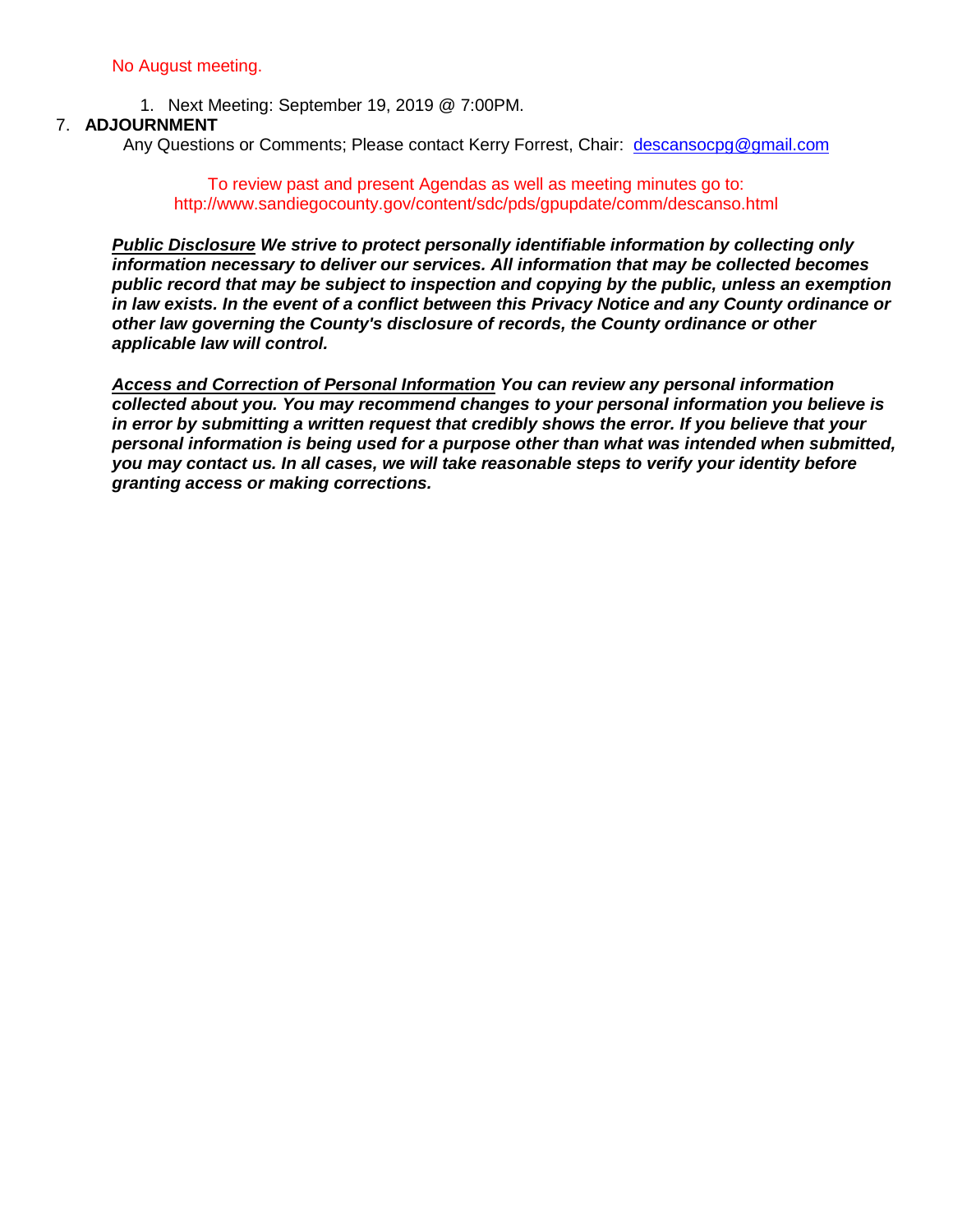No August meeting.

1. Next Meeting: September 19, 2019 @ 7:00PM.

7. **ADJOURNMENT**

Any Questions or Comments; Please contact Kerry Forrest, Chair: descansocpg@gmail.com

To review past and present Agendas as well as meeting minutes go to:
http://www.sandiegocounty.gov/content/sdc/pds/gpupdate/comm/descanso.html

***Public Disclosure*** ***We strive to protect personally identifiable information by collecting only information necessary to deliver our services. All information that may be collected becomes public record that may be subject to inspection and copying by the public, unless an exemption in law exists. In the event of a conflict between this Privacy Notice and any County ordinance or other law governing the County's disclosure of records, the County ordinance or other applicable law will control.***

***Access and Correction of Personal Information*** ***You can review any personal information collected about you. You may recommend changes to your personal information you believe is in error by submitting a written request that credibly shows the error. If you believe that your personal information is being used for a purpose other than what was intended when submitted, you may contact us. In all cases, we will take reasonable steps to verify your identity before granting access or making corrections.***